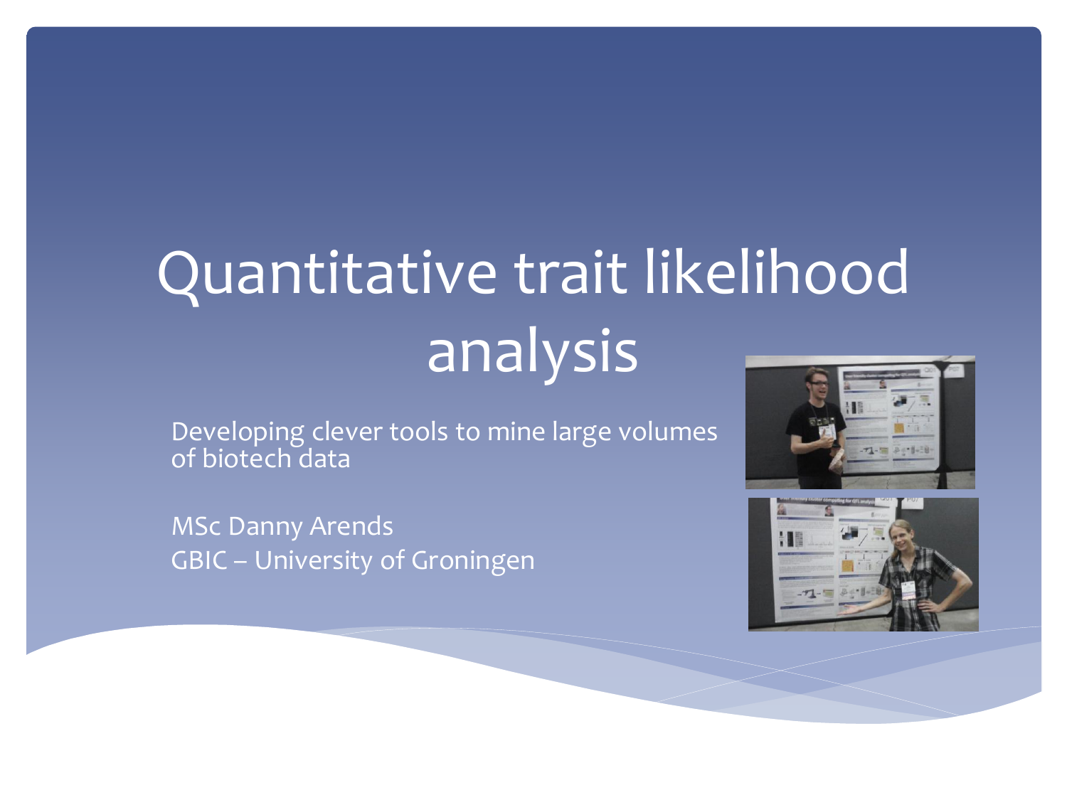# Quantitative trait likelihood analysis

Developing clever tools to mine large volumes of biotech data

MSc Danny Arends
GBIC – University of Groningen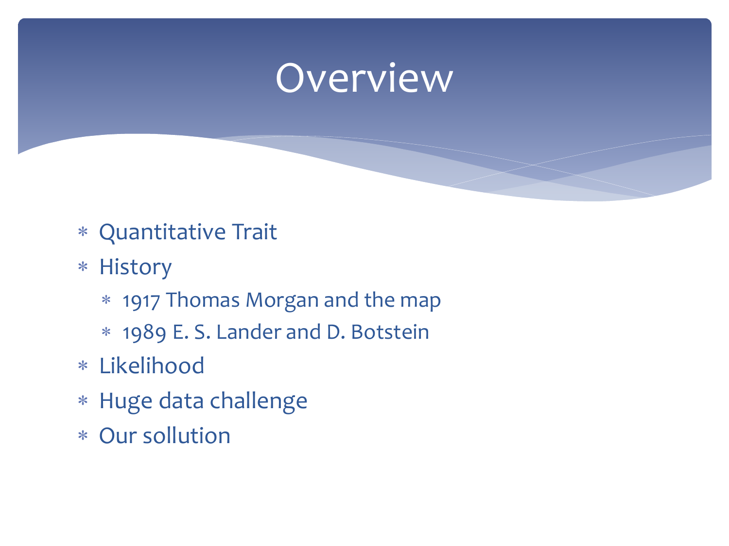# Overview

* Quantitative Trait
* History
  * 1917 Thomas Morgan and the map
  * 1989 E. S. Lander and D. Botstein
* Likelihood
* Huge data challenge
* Our sollution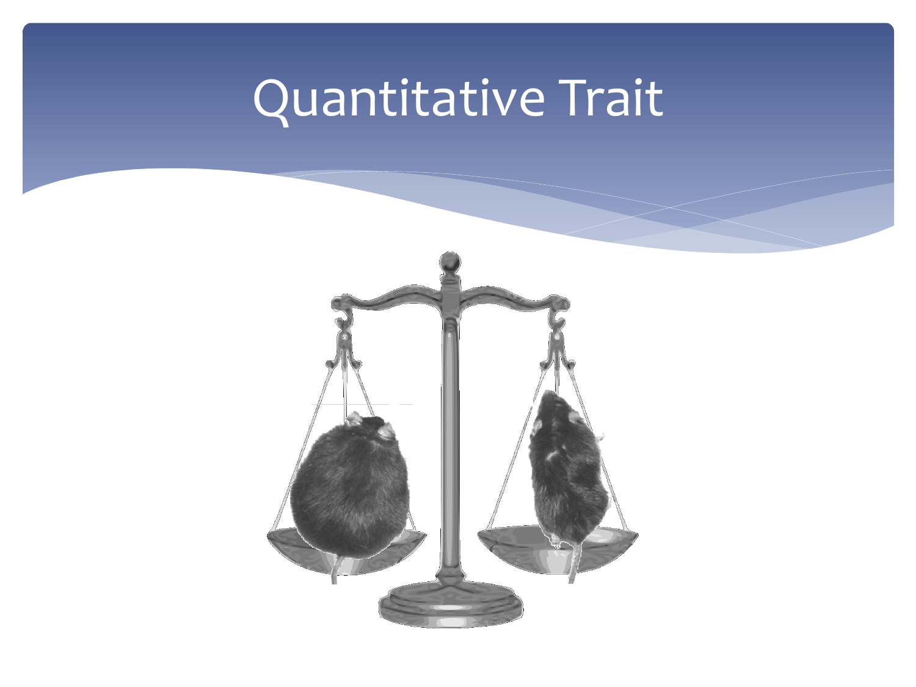# Quantitative Trait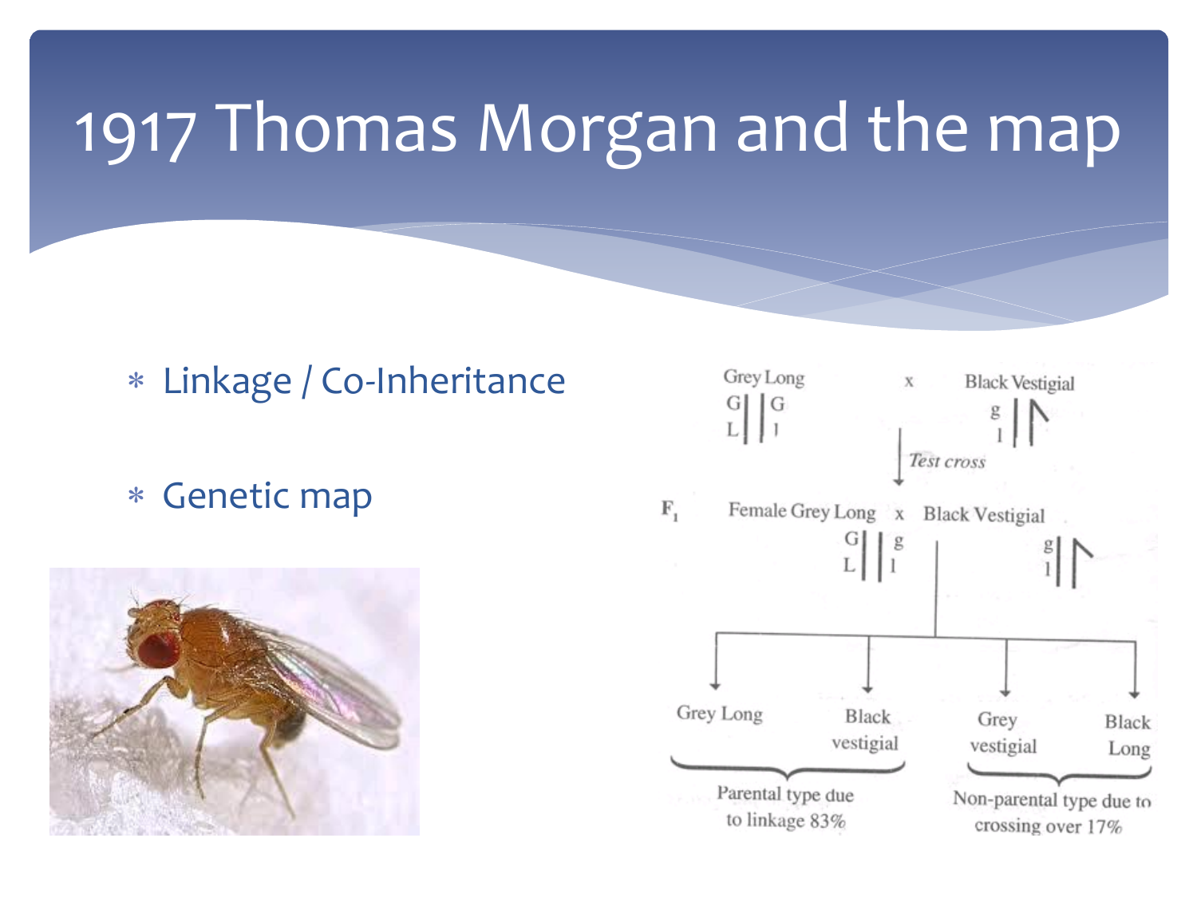# 1917 Thomas Morgan and the map

- Linkage / Co-Inheritance
- Genetic map

Grey Long x Black Vestigial

Test cross

$F_1$ Female Grey Long x Black Vestigial

Grey Long, Black vestigial — Parental type due to linkage 83%

Grey vestigial, Black Long — Non-parental type due to crossing over 17%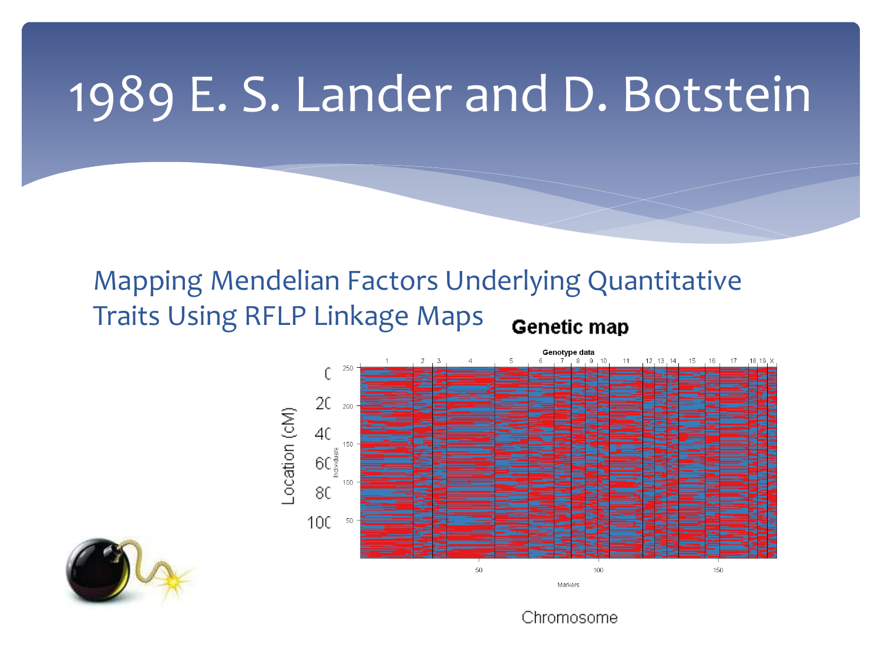# 1989 E. S. Lander and D. Botstein

Mapping Mendelian Factors Underlying Quantitative Traits Using RFLP Linkage Maps

**Genetic map**

Genotype data

Location (cM)

Chromosome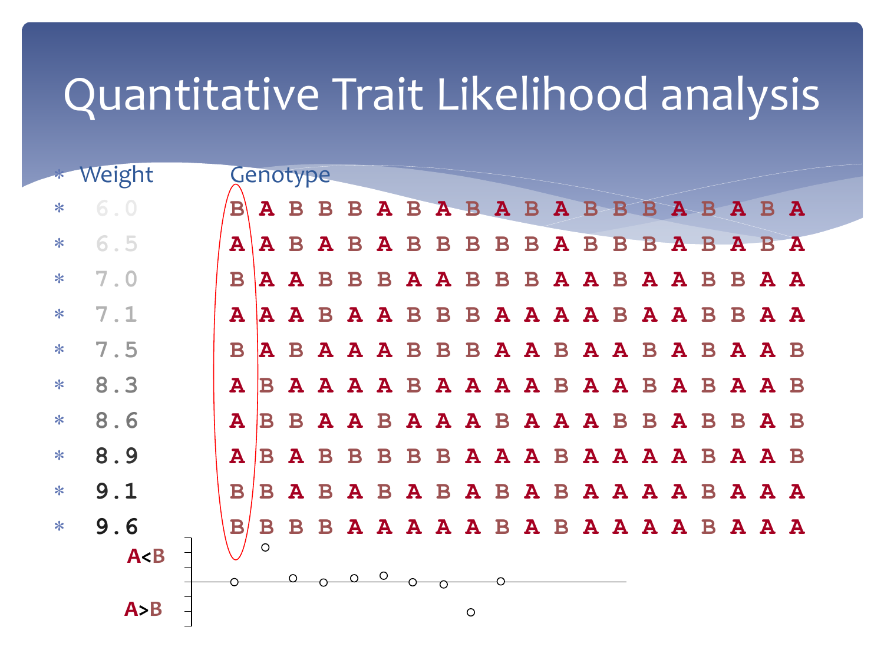# Quantitative Trait Likelihood analysis

| Weight | Genotype | | | | | | | | | | | | | | | | | | | |
|---|---|---|---|---|---|---|---|---|---|---|---|---|---|---|---|---|---|---|---|---|
| 6.0 | B | A | B | B | B | A | B | A | B | A | B | A | B | B | B | A | B | A | B | A |
| 6.5 | A | A | B | A | B | A | B | B | B | B | B | A | B | B | B | A | B | A | B | A |
| 7.0 | B | A | A | B | B | B | A | A | B | B | B | A | A | B | A | A | B | B | A | A |
| 7.1 | A | A | A | B | A | A | B | B | B | A | A | A | A | B | A | A | B | B | A | A |
| 7.5 | B | A | B | A | A | A | B | B | B | A | A | B | A | A | B | A | B | A | A | B |
| 8.3 | A | B | A | A | A | A | B | A | A | A | A | B | A | A | B | A | B | A | A | B |
| 8.6 | A | B | B | A | A | B | A | A | A | B | A | A | A | B | B | A | B | B | A | B |
| 8.9 | A | B | A | B | B | B | B | B | A | A | A | B | A | A | A | A | B | A | A | B |
| 9.1 | B | B | A | B | A | B | A | B | A | B | A | B | A | A | A | A | B | A | A | A |
| 9.6 | B | B | B | B | A | A | A | A | A | B | A | B | A | A | A | A | B | A | A | A |

A<B

A>B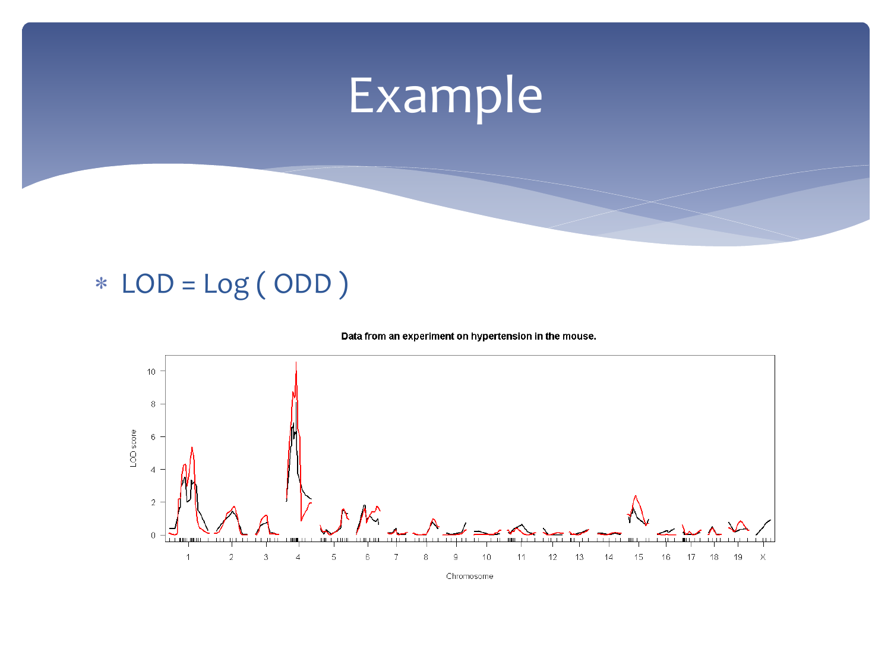# Example

* LOD = Log ( ODD )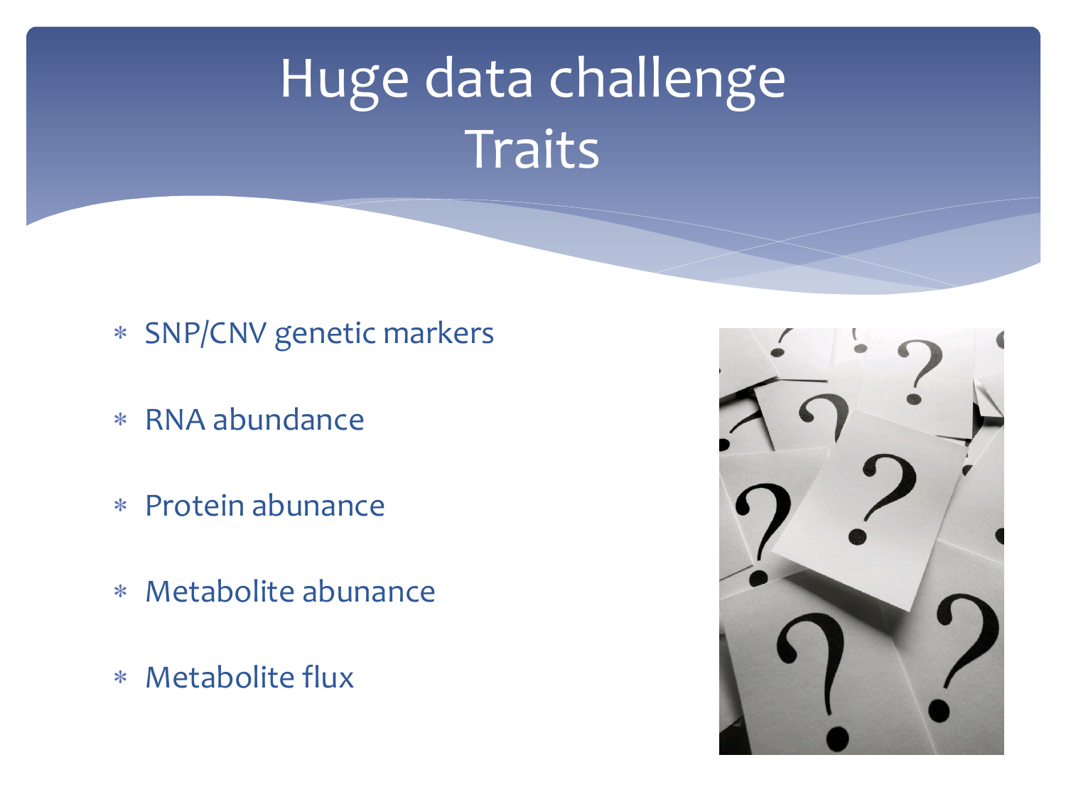# Huge data challenge
# Traits

* SNP/CNV genetic markers
* RNA abundance
* Protein abundance
* Metabolite abunance
* Metabolite flux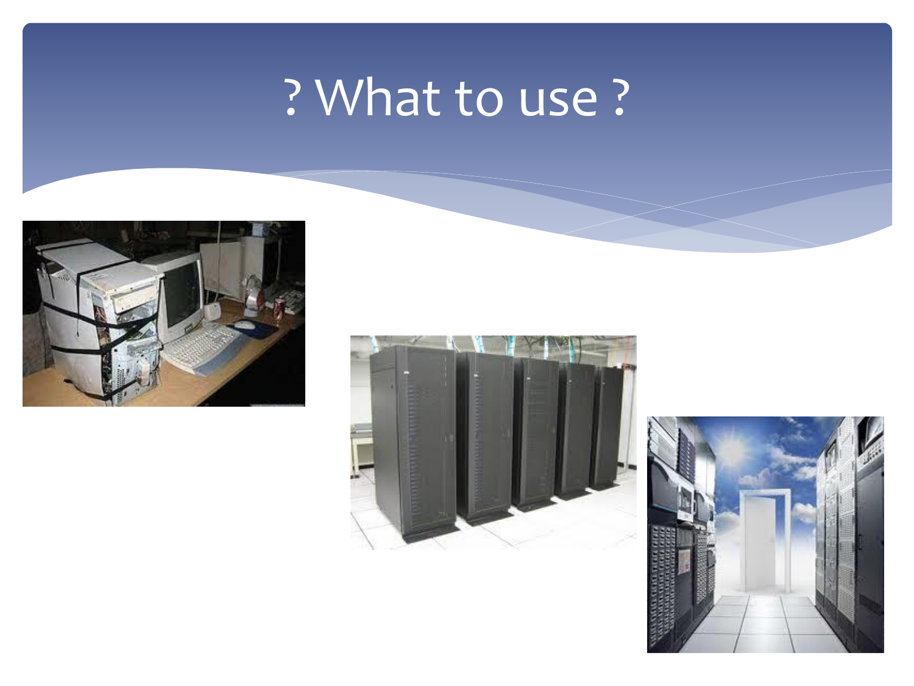# ? What to use ?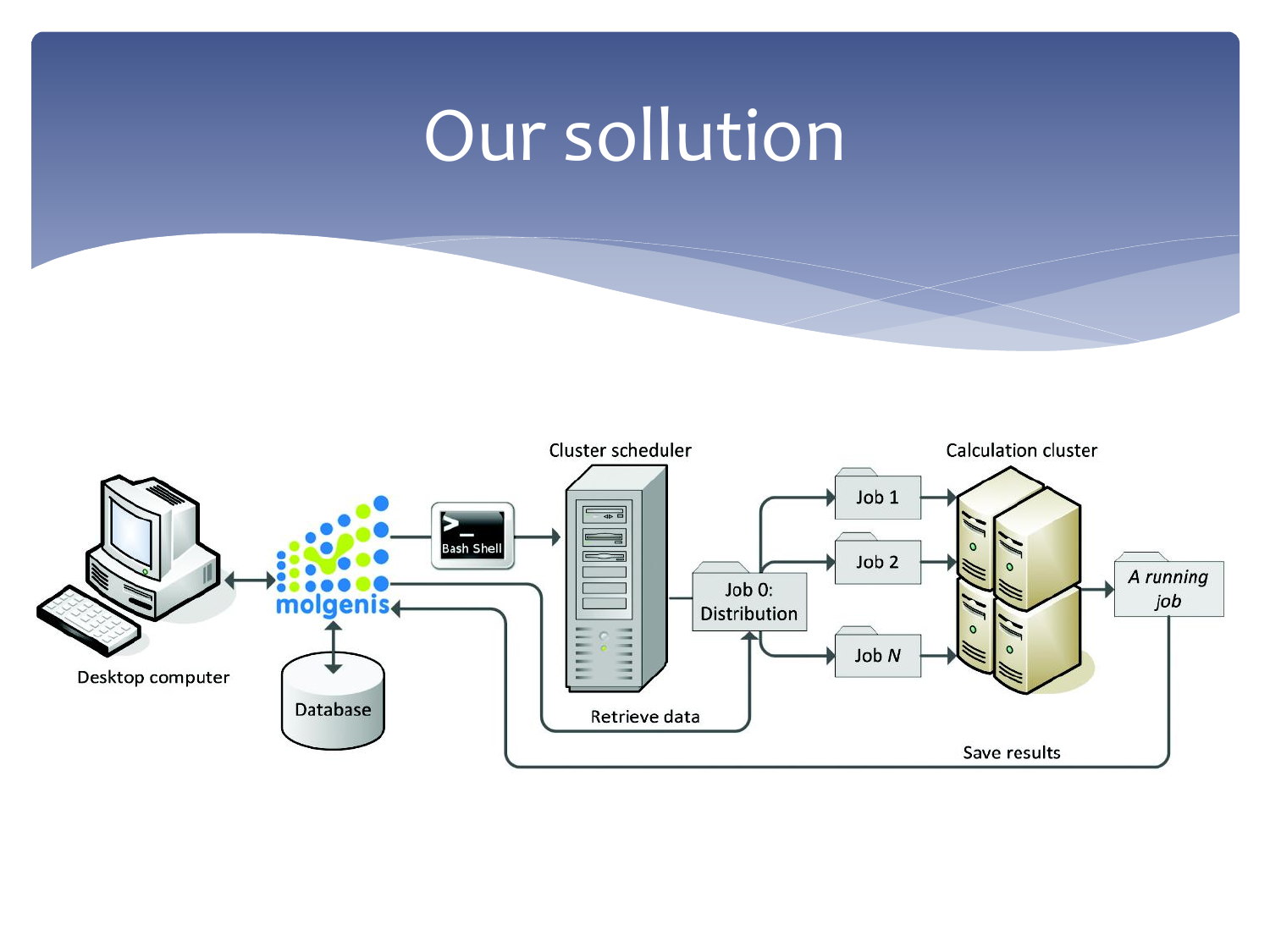# Our sollution

Cluster scheduler

Calculation cluster

Bash Shell

molgenis

Desktop computer

Database

Job 0: Distribution

Job 1

Job 2

Job *N*

*A running job*

Retrieve data

Save results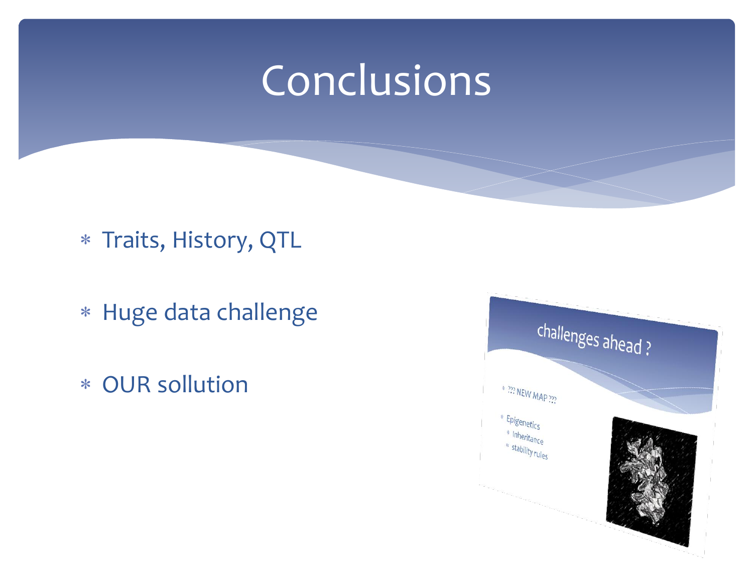# Conclusions

* Traits, History, QTL
* Huge data challenge
* OUR sollution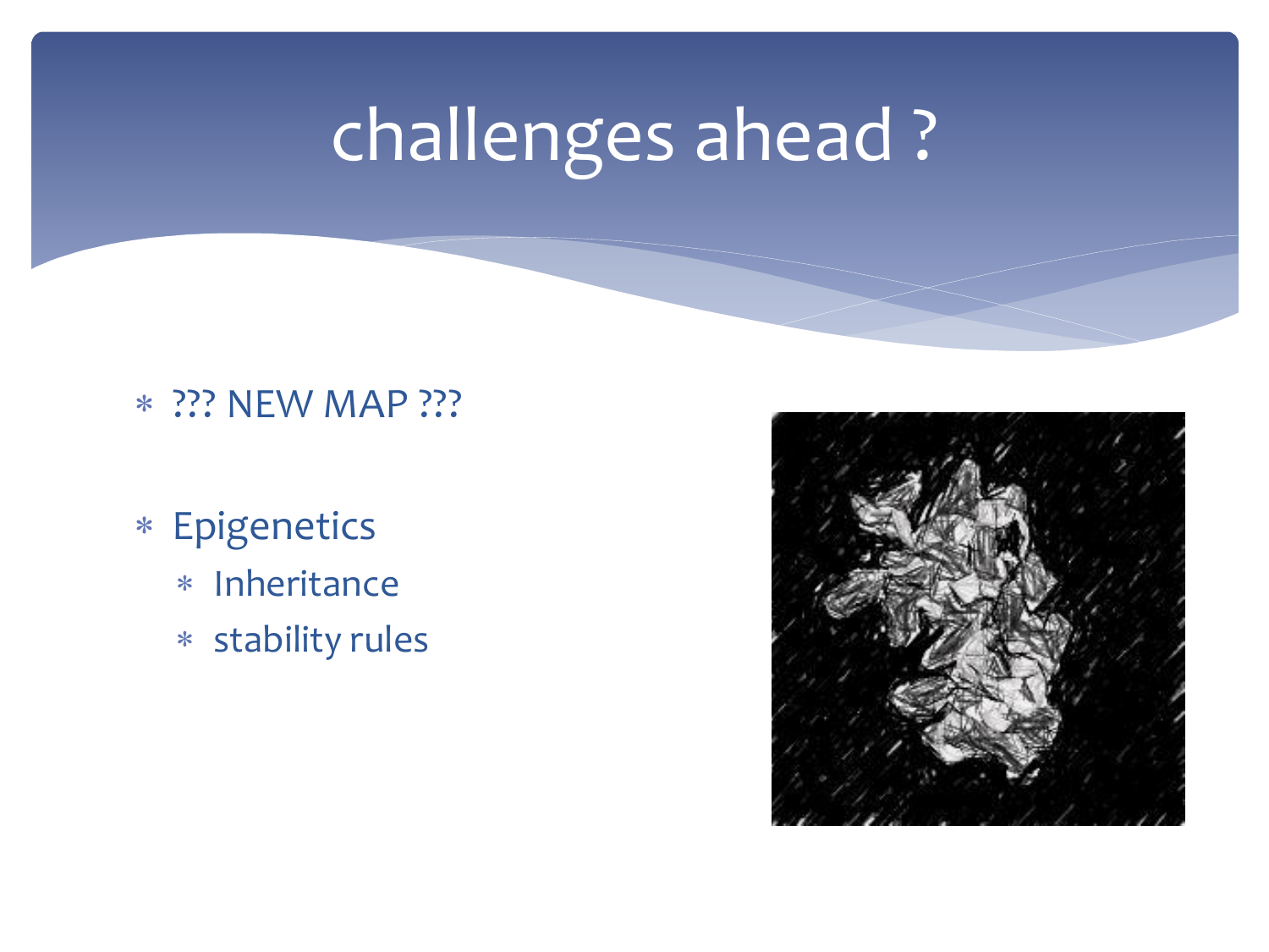# challenges ahead ?

- ??? NEW MAP ???
- Epigenetics
  - Inheritance
  - stability rules